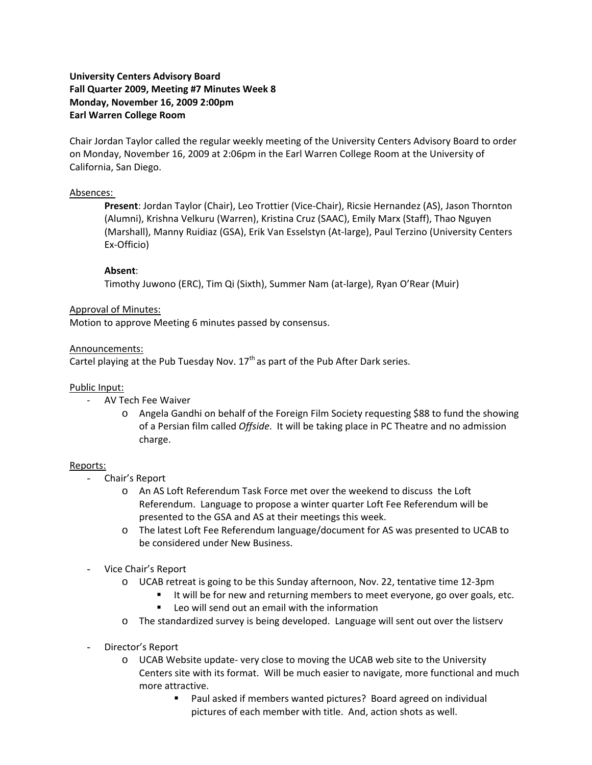**University Centers Advisory Board**
**Fall Quarter 2009, Meeting #7 Minutes Week 8**
**Monday, November 16, 2009 2:00pm**
**Earl Warren College Room**

Chair Jordan Taylor called the regular weekly meeting of the University Centers Advisory Board to order on Monday, November 16, 2009 at 2:06pm in the Earl Warren College Room at the University of California, San Diego.

Absences:

> **Present**: Jordan Taylor (Chair), Leo Trottier (Vice-Chair), Ricsie Hernandez (AS), Jason Thornton (Alumni), Krishna Velkuru (Warren), Kristina Cruz (SAAC), Emily Marx (Staff), Thao Nguyen (Marshall), Manny Ruidiaz (GSA), Erik Van Esselstyn (At-large), Paul Terzino (University Centers Ex-Officio)
>
> **Absent**:
> Timothy Juwono (ERC), Tim Qi (Sixth), Summer Nam (at-large), Ryan O'Rear (Muir)

Approval of Minutes:
Motion to approve Meeting 6 minutes passed by consensus.

Announcements:
Cartel playing at the Pub Tuesday Nov. 17th as part of the Pub After Dark series.

Public Input:

- AV Tech Fee Waiver
  - Angela Gandhi on behalf of the Foreign Film Society requesting $88 to fund the showing of a Persian film called *Offside*. It will be taking place in PC Theatre and no admission charge.

Reports:

- Chair's Report
  - An AS Loft Referendum Task Force met over the weekend to discuss the Loft Referendum. Language to propose a winter quarter Loft Fee Referendum will be presented to the GSA and AS at their meetings this week.
  - The latest Loft Fee Referendum language/document for AS was presented to UCAB to be considered under New Business.

- Vice Chair's Report
  - UCAB retreat is going to be this Sunday afternoon, Nov. 22, tentative time 12-3pm
    - It will be for new and returning members to meet everyone, go over goals, etc.
    - Leo will send out an email with the information
  - The standardized survey is being developed. Language will sent out over the listserv

- Director's Report
  - UCAB Website update- very close to moving the UCAB web site to the University Centers site with its format. Will be much easier to navigate, more functional and much more attractive.
    - Paul asked if members wanted pictures? Board agreed on individual pictures of each member with title. And, action shots as well.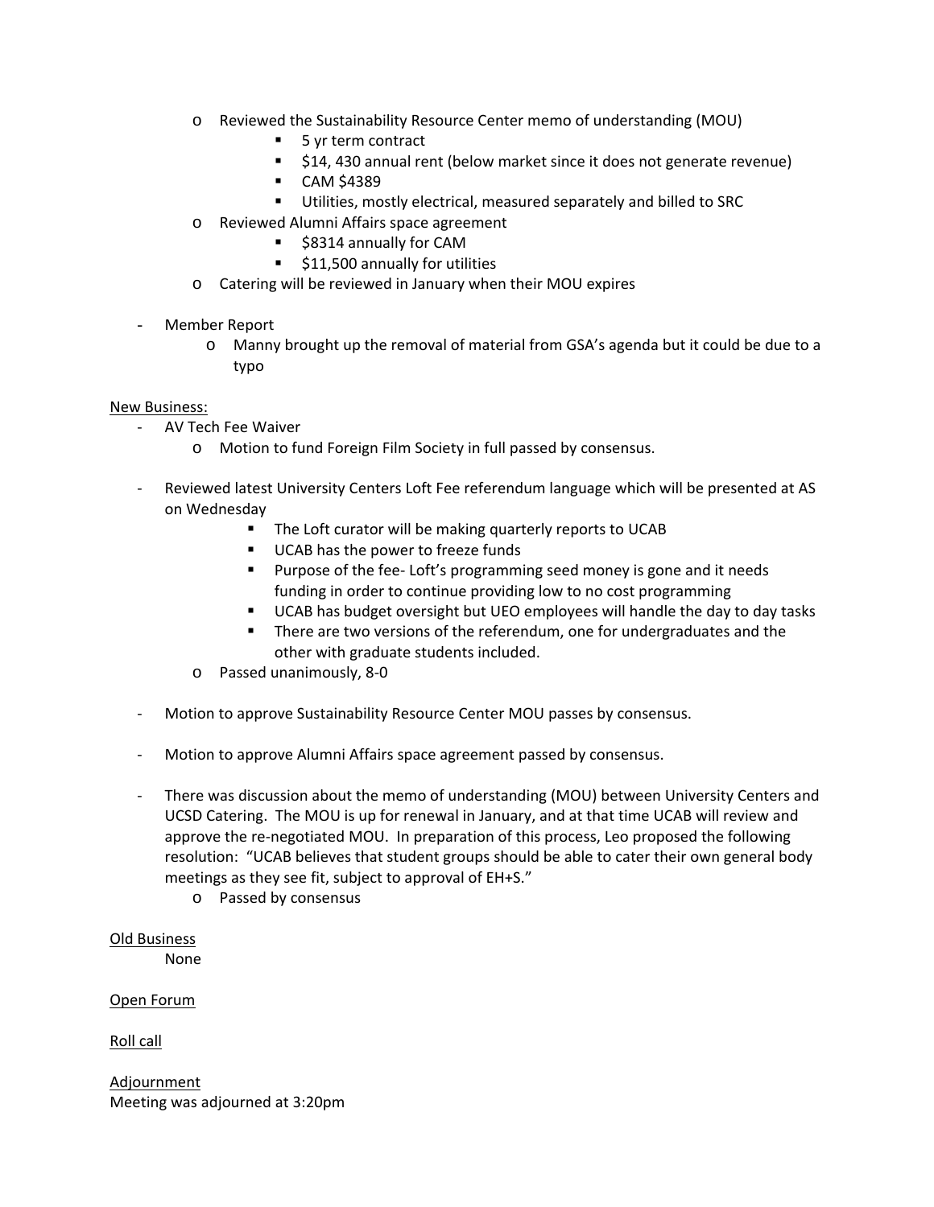- Reviewed the Sustainability Resource Center memo of understanding (MOU)
    - 5 yr term contract
    - $14, 430 annual rent (below market since it does not generate revenue)
    - CAM $4389
    - Utilities, mostly electrical, measured separately and billed to SRC
- Reviewed Alumni Affairs space agreement
    - $8314 annually for CAM
    - $11,500 annually for utilities
- Catering will be reviewed in January when their MOU expires

- Member Report
    - Manny brought up the removal of material from GSA's agenda but it could be due to a typo

<u>New Business:</u>

- AV Tech Fee Waiver
    - Motion to fund Foreign Film Society in full passed by consensus.

- Reviewed latest University Centers Loft Fee referendum language which will be presented at AS on Wednesday
    - The Loft curator will be making quarterly reports to UCAB
    - UCAB has the power to freeze funds
    - Purpose of the fee- Loft's programming seed money is gone and it needs funding in order to continue providing low to no cost programming
    - UCAB has budget oversight but UEO employees will handle the day to day tasks
    - There are two versions of the referendum, one for undergraduates and the other with graduate students included.
    - Passed unanimously, 8-0

- Motion to approve Sustainability Resource Center MOU passes by consensus.

- Motion to approve Alumni Affairs space agreement passed by consensus.

- There was discussion about the memo of understanding (MOU) between University Centers and UCSD Catering. The MOU is up for renewal in January, and at that time UCAB will review and approve the re-negotiated MOU. In preparation of this process, Leo proposed the following resolution: "UCAB believes that student groups should be able to cater their own general body meetings as they see fit, subject to approval of EH+S."
    - Passed by consensus

<u>Old Business</u>

None

<u>Open Forum</u>

<u>Roll call</u>

<u>Adjournment</u>

Meeting was adjourned at 3:20pm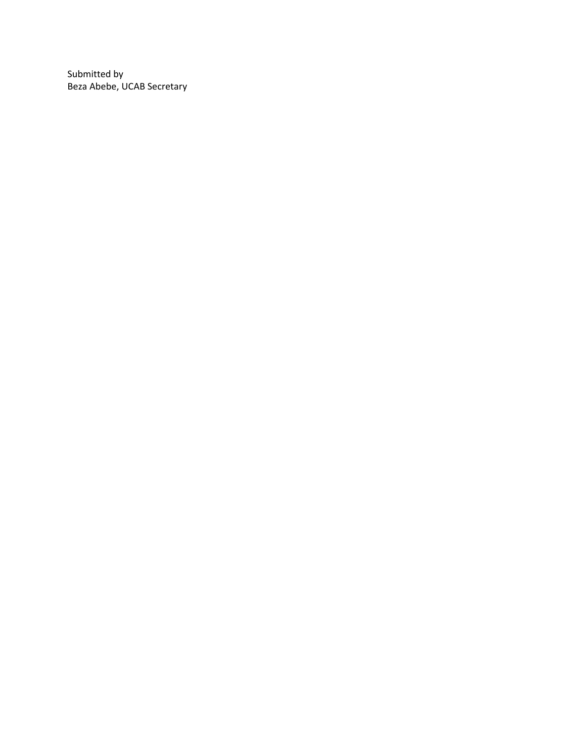Submitted by
Beza Abebe, UCAB Secretary